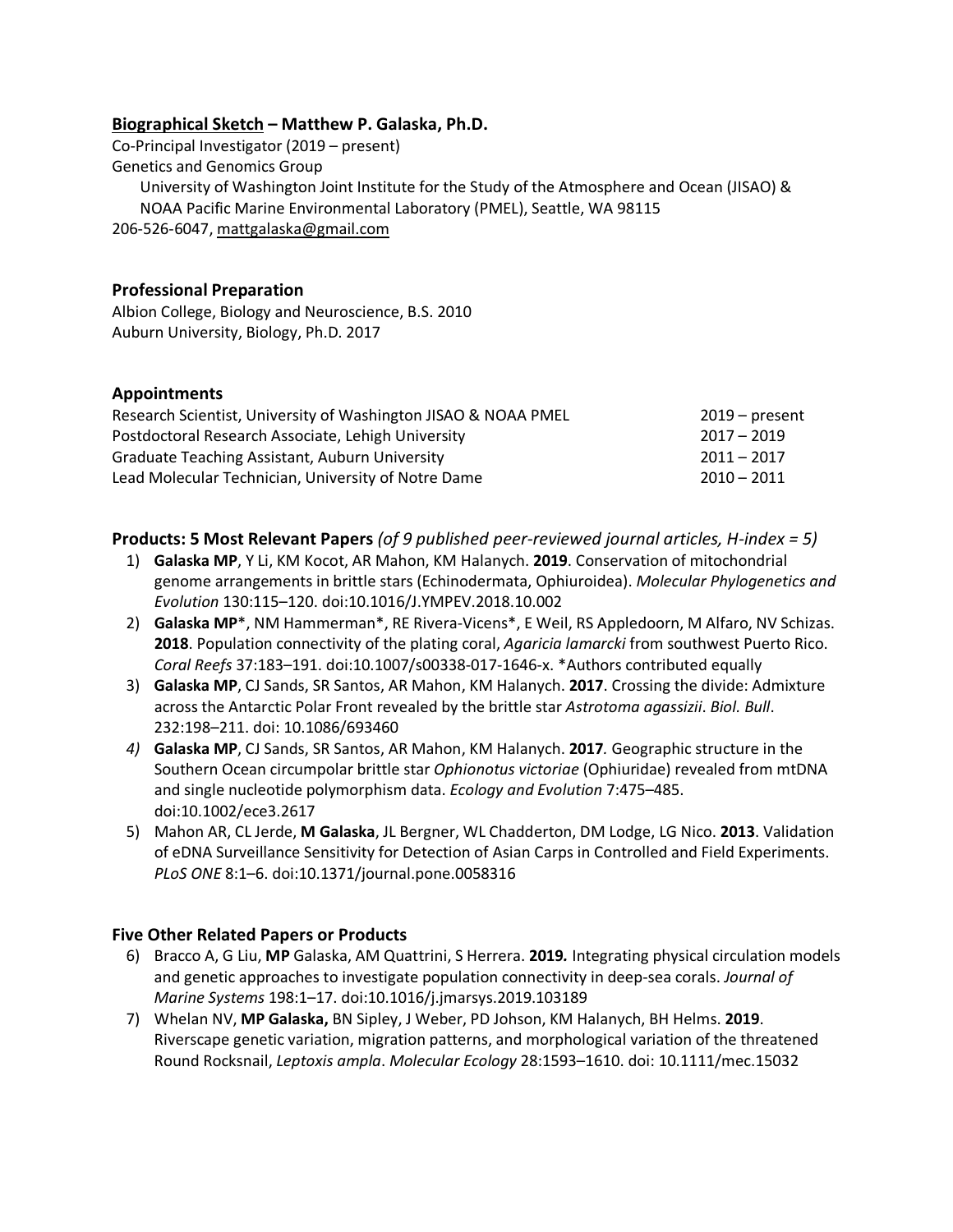**Biographical Sketch – Matthew P. Galaska, Ph.D.**

Co-Principal Investigator (2019 – present)
Genetics and Genomics Group
University of Washington Joint Institute for the Study of the Atmosphere and Ocean (JISAO) &
NOAA Pacific Marine Environmental Laboratory (PMEL), Seattle, WA 98115
206-526-6047, mattgalaska@gmail.com

## Professional Preparation

Albion College, Biology and Neuroscience, B.S. 2010
Auburn University, Biology, Ph.D. 2017

## Appointments

| | |
|---|---|
| Research Scientist, University of Washington JISAO & NOAA PMEL | 2019 – present |
| Postdoctoral Research Associate, Lehigh University | 2017 – 2019 |
| Graduate Teaching Assistant, Auburn University | 2011 – 2017 |
| Lead Molecular Technician, University of Notre Dame | 2010 – 2011 |

## Products: 5 Most Relevant Papers *(of 9 published peer-reviewed journal articles, H-index = 5)*

1) **Galaska MP**, Y Li, KM Kocot, AR Mahon, KM Halanych. **2019**. Conservation of mitochondrial genome arrangements in brittle stars (Echinodermata, Ophiuroidea). *Molecular Phylogenetics and Evolution* 130:115–120. doi:10.1016/J.YMPEV.2018.10.002
2) **Galaska MP***, NM Hammerman*, RE Rivera-Vicens*, E Weil, RS Appledoorn, M Alfaro, NV Schizas. **2018**. Population connectivity of the plating coral, *Agaricia lamarcki* from southwest Puerto Rico. *Coral Reefs* 37:183–191. doi:10.1007/s00338-017-1646-x. *Authors contributed equally
3) **Galaska MP**, CJ Sands, SR Santos, AR Mahon, KM Halanych. **2017**. Crossing the divide: Admixture across the Antarctic Polar Front revealed by the brittle star *Astrotoma agassizii*. *Biol. Bull*. 232:198–211. doi: 10.1086/693460
4) **Galaska MP**, CJ Sands, SR Santos, AR Mahon, KM Halanych. **2017**. Geographic structure in the Southern Ocean circumpolar brittle star *Ophionotus victoriae* (Ophiuridae) revealed from mtDNA and single nucleotide polymorphism data. *Ecology and Evolution* 7:475–485. doi:10.1002/ece3.2617
5) Mahon AR, CL Jerde, **M Galaska**, JL Bergner, WL Chadderton, DM Lodge, LG Nico. **2013**. Validation of eDNA Surveillance Sensitivity for Detection of Asian Carps in Controlled and Field Experiments. *PLoS ONE* 8:1–6. doi:10.1371/journal.pone.0058316

## Five Other Related Papers or Products

6) Bracco A, G Liu, **MP** Galaska, AM Quattrini, S Herrera. **2019.** Integrating physical circulation models and genetic approaches to investigate population connectivity in deep-sea corals. *Journal of Marine Systems* 198:1–17. doi:10.1016/j.jmarsys.2019.103189
7) Whelan NV, **MP Galaska,** BN Sipley, J Weber, PD Johson, KM Halanych, BH Helms. **2019**. Riverscape genetic variation, migration patterns, and morphological variation of the threatened Round Rocksnail, *Leptoxis ampla*. *Molecular Ecology* 28:1593–1610. doi: 10.1111/mec.15032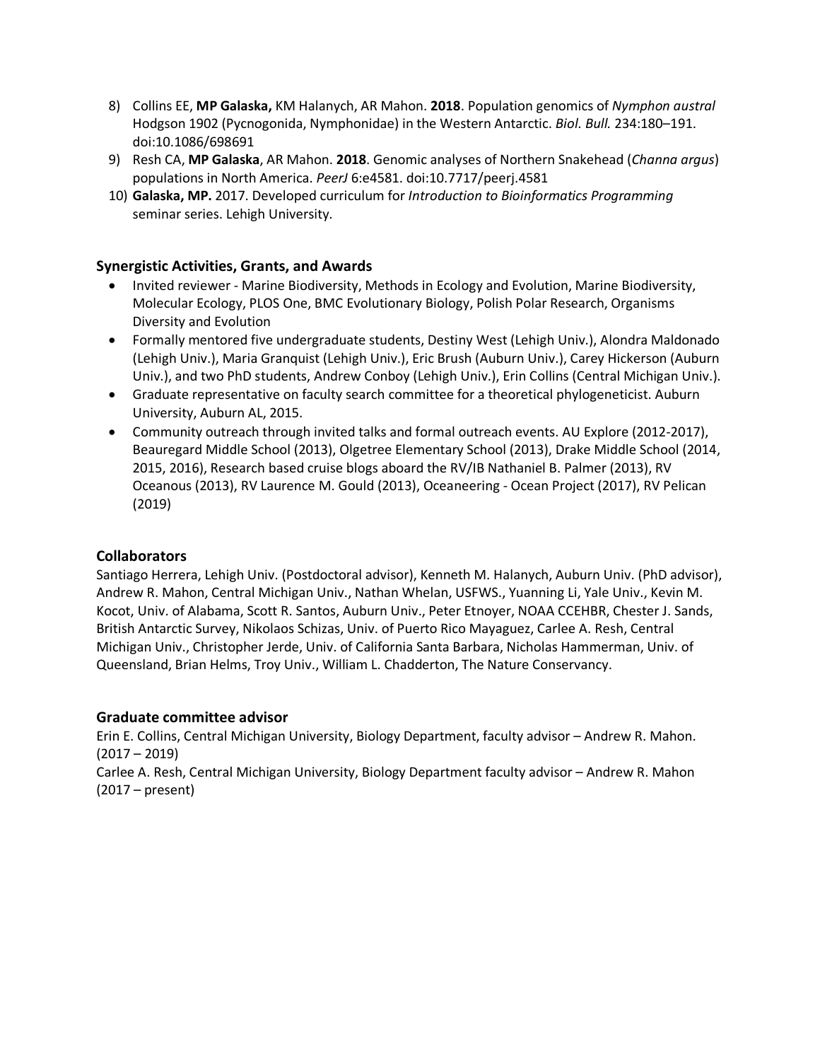8) Collins EE, **MP Galaska,** KM Halanych, AR Mahon. **2018**. Population genomics of *Nymphon austral* Hodgson 1902 (Pycnogonida, Nymphonidae) in the Western Antarctic. *Biol. Bull.* 234:180–191. doi:10.1086/698691
9) Resh CA, **MP Galaska**, AR Mahon. **2018**. Genomic analyses of Northern Snakehead (*Channa argus*) populations in North America. *PeerJ* 6:e4581. doi:10.7717/peerj.4581
10) **Galaska, MP.** 2017. Developed curriculum for *Introduction to Bioinformatics Programming* seminar series. Lehigh University.

### Synergistic Activities, Grants, and Awards

- Invited reviewer - Marine Biodiversity, Methods in Ecology and Evolution, Marine Biodiversity, Molecular Ecology, PLOS One, BMC Evolutionary Biology, Polish Polar Research, Organisms Diversity and Evolution
- Formally mentored five undergraduate students, Destiny West (Lehigh Univ.), Alondra Maldonado (Lehigh Univ.), Maria Granquist (Lehigh Univ.), Eric Brush (Auburn Univ.), Carey Hickerson (Auburn Univ.), and two PhD students, Andrew Conboy (Lehigh Univ.), Erin Collins (Central Michigan Univ.).
- Graduate representative on faculty search committee for a theoretical phylogeneticist. Auburn University, Auburn AL, 2015.
- Community outreach through invited talks and formal outreach events. AU Explore (2012-2017), Beauregard Middle School (2013), Olgetree Elementary School (2013), Drake Middle School (2014, 2015, 2016), Research based cruise blogs aboard the RV/IB Nathaniel B. Palmer (2013), RV Oceanous (2013), RV Laurence M. Gould (2013), Oceaneering - Ocean Project (2017), RV Pelican (2019)

### Collaborators

Santiago Herrera, Lehigh Univ. (Postdoctoral advisor), Kenneth M. Halanych, Auburn Univ. (PhD advisor), Andrew R. Mahon, Central Michigan Univ., Nathan Whelan, USFWS., Yuanning Li, Yale Univ., Kevin M. Kocot, Univ. of Alabama, Scott R. Santos, Auburn Univ., Peter Etnoyer, NOAA CCEHBR, Chester J. Sands, British Antarctic Survey, Nikolaos Schizas, Univ. of Puerto Rico Mayaguez, Carlee A. Resh, Central Michigan Univ., Christopher Jerde, Univ. of California Santa Barbara, Nicholas Hammerman, Univ. of Queensland, Brian Helms, Troy Univ., William L. Chadderton, The Nature Conservancy.

### Graduate committee advisor

Erin E. Collins, Central Michigan University, Biology Department, faculty advisor – Andrew R. Mahon. (2017 – 2019)
Carlee A. Resh, Central Michigan University, Biology Department faculty advisor – Andrew R. Mahon (2017 – present)